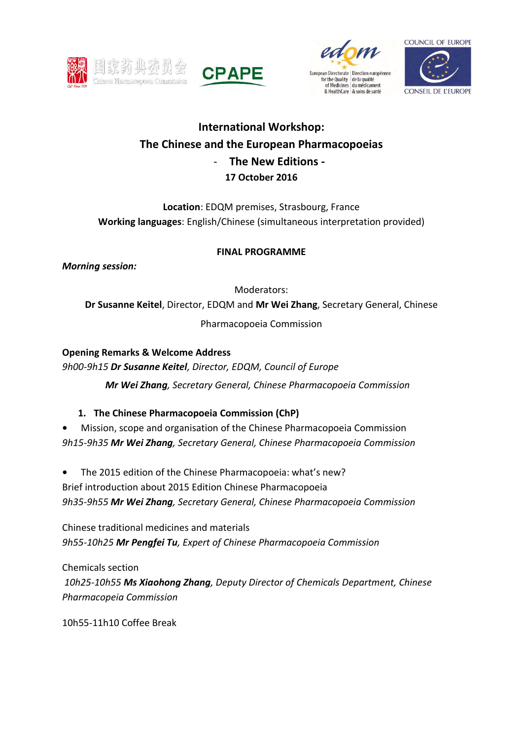# International Workshop:
# The Chinese and the European Pharmacopoeias
# - The New Editions -
**17 October 2016**

**Location**: EDQM premises, Strasbourg, France
**Working languages**: English/Chinese (simultaneous interpretation provided)

**FINAL PROGRAMME**

***Morning session:***

Moderators:
**Dr Susanne Keitel**, Director, EDQM and **Mr Wei Zhang**, Secretary General, Chinese Pharmacopoeia Commission

**Opening Remarks & Welcome Address**
*9h00-9h15* ***Dr Susanne Keitel****, Director, EDQM, Council of Europe*
***Mr Wei Zhang****, Secretary General, Chinese Pharmacopoeia Commission*

1. **The Chinese Pharmacopoeia Commission (ChP)**

- Mission, scope and organisation of the Chinese Pharmacopoeia Commission

*9h15-9h35* ***Mr Wei Zhang****, Secretary General, Chinese Pharmacopoeia Commission*

- The 2015 edition of the Chinese Pharmacopoeia: what's new?

Brief introduction about 2015 Edition Chinese Pharmacopoeia
*9h35-9h55* ***Mr Wei Zhang****, Secretary General, Chinese Pharmacopoeia Commission*

Chinese traditional medicines and materials
*9h55-10h25* ***Mr Pengfei Tu****, Expert of Chinese Pharmacopoeia Commission*

Chemicals section
*10h25-10h55* ***Ms Xiaohong Zhang****, Deputy Director of Chemicals Department, Chinese Pharmacopeia Commission*

10h55-11h10 Coffee Break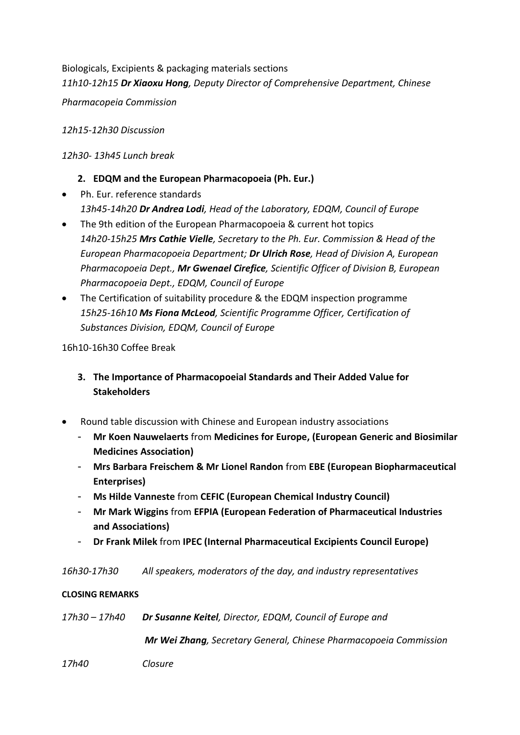Biologicals, Excipients & packaging materials sections

*11h10-12h15 **Dr Xiaoxu Hong**, Deputy Director of Comprehensive Department, Chinese Pharmacopeia Commission*

*12h15-12h30 Discussion*

*12h30- 13h45 Lunch break*

2. **EDQM and the European Pharmacopoeia (Ph. Eur.)**

- Ph. Eur. reference standards
  *13h45-14h20 **Dr Andrea Lodi**, Head of the Laboratory, EDQM, Council of Europe*
- The 9th edition of the European Pharmacopoeia & current hot topics
  *14h20-15h25 **Mrs Cathie Vielle**, Secretary to the Ph. Eur. Commission & Head of the European Pharmacopoeia Department; **Dr Ulrich Rose**, Head of Division A, European Pharmacopoeia Dept., **Mr Gwenael Cirefice**, Scientific Officer of Division B, European Pharmacopoeia Dept., EDQM, Council of Europe*
- The Certification of suitability procedure & the EDQM inspection programme
  *15h25-16h10 **Ms Fiona McLeod**, Scientific Programme Officer, Certification of Substances Division, EDQM, Council of Europe*

16h10-16h30 Coffee Break

3. **The Importance of Pharmacopoeial Standards and Their Added Value for Stakeholders**

- Round table discussion with Chinese and European industry associations
  - **Mr Koen Nauwelaerts** from **Medicines for Europe, (European Generic and Biosimilar Medicines Association)**
  - **Mrs Barbara Freischem & Mr Lionel Randon** from **EBE (European Biopharmaceutical Enterprises)**
  - **Ms Hilde Vanneste** from **CEFIC (European Chemical Industry Council)**
  - **Mr Mark Wiggins** from **EFPIA (European Federation of Pharmaceutical Industries and Associations)**
  - **Dr Frank Milek** from **IPEC (Internal Pharmaceutical Excipients Council Europe)**

*16h30-17h30 All speakers, moderators of the day, and industry representatives*

**CLOSING REMARKS**

*17h30 – 17h40 **Dr Susanne Keitel**, Director, EDQM, Council of Europe and*

***Mr Wei Zhang**, Secretary General, Chinese Pharmacopoeia Commission*

*17h40 Closure*